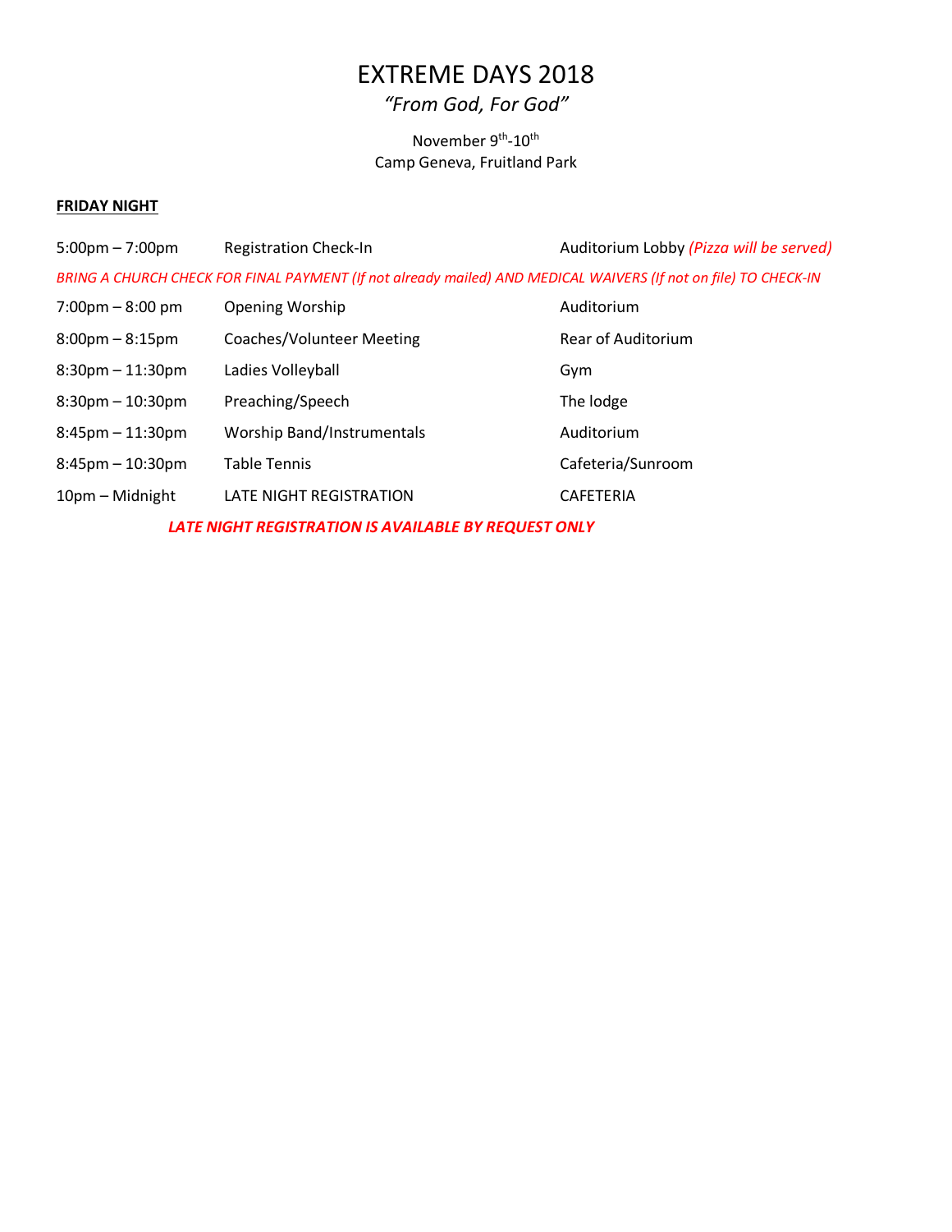# EXTREME DAYS 2018

*"From God, For God"*

November 9$^{th}$-10$^{th}$
Camp Geneva, Fruitland Park

**FRIDAY NIGHT**

| | | |
|---|---|---|
| 5:00pm – 7:00pm | Registration Check-In | Auditorium Lobby *(Pizza will be served)* |

*BRING A CHURCH CHECK FOR FINAL PAYMENT (If not already mailed) AND MEDICAL WAIVERS (If not on file) TO CHECK-IN*

| | | |
|---|---|---|
| 7:00pm – 8:00 pm | Opening Worship | Auditorium |
| 8:00pm – 8:15pm | Coaches/Volunteer Meeting | Rear of Auditorium |
| 8:30pm – 11:30pm | Ladies Volleyball | Gym |
| 8:30pm – 10:30pm | Preaching/Speech | The lodge |
| 8:45pm – 11:30pm | Worship Band/Instrumentals | Auditorium |
| 8:45pm – 10:30pm | Table Tennis | Cafeteria/Sunroom |
| 10pm – Midnight | LATE NIGHT REGISTRATION | CAFETERIA |

***LATE NIGHT REGISTRATION IS AVAILABLE BY REQUEST ONLY***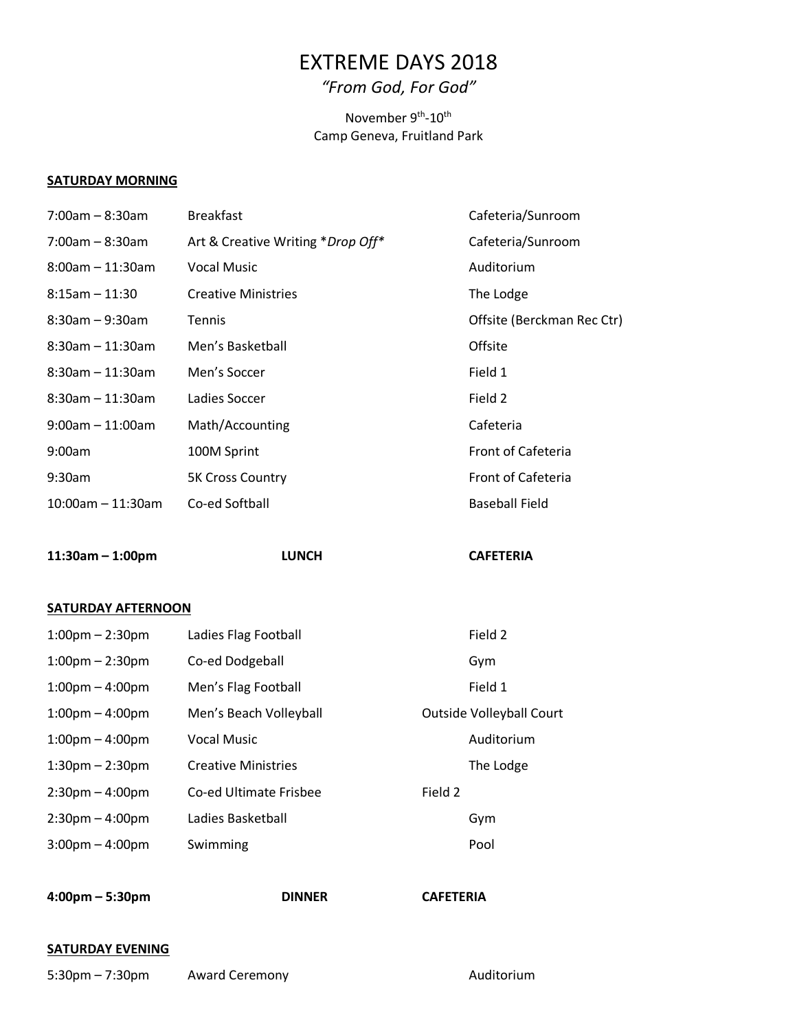# EXTREME DAYS 2018

*"From God, For God"*

November 9th-10th
Camp Geneva, Fruitland Park

**SATURDAY MORNING**

| | | |
|---|---|---|
| 7:00am – 8:30am | Breakfast | Cafeteria/Sunroom |
| 7:00am – 8:30am | Art & Creative Writing **Drop Off** | Cafeteria/Sunroom |
| 8:00am – 11:30am | Vocal Music | Auditorium |
| 8:15am – 11:30 | Creative Ministries | The Lodge |
| 8:30am – 9:30am | Tennis | Offsite (Berckman Rec Ctr) |
| 8:30am – 11:30am | Men's Basketball | Offsite |
| 8:30am – 11:30am | Men's Soccer | Field 1 |
| 8:30am – 11:30am | Ladies Soccer | Field 2 |
| 9:00am – 11:00am | Math/Accounting | Cafeteria |
| 9:00am | 100M Sprint | Front of Cafeteria |
| 9:30am | 5K Cross Country | Front of Cafeteria |
| 10:00am – 11:30am | Co-ed Softball | Baseball Field |
| **11:30am – 1:00pm** | **LUNCH** | **CAFETERIA** |

**SATURDAY AFTERNOON**

| | | |
|---|---|---|
| 1:00pm – 2:30pm | Ladies Flag Football | Field 2 |
| 1:00pm – 2:30pm | Co-ed Dodgeball | Gym |
| 1:00pm – 4:00pm | Men's Flag Football | Field 1 |
| 1:00pm – 4:00pm | Men's Beach Volleyball | Outside Volleyball Court |
| 1:00pm – 4:00pm | Vocal Music | Auditorium |
| 1:30pm – 2:30pm | Creative Ministries | The Lodge |
| 2:30pm – 4:00pm | Co-ed Ultimate Frisbee | Field 2 |
| 2:30pm – 4:00pm | Ladies Basketball | Gym |
| 3:00pm – 4:00pm | Swimming | Pool |
| **4:00pm – 5:30pm** | **DINNER** | **CAFETERIA** |

**SATURDAY EVENING**

| | | |
|---|---|---|
| 5:30pm – 7:30pm | Award Ceremony | Auditorium |